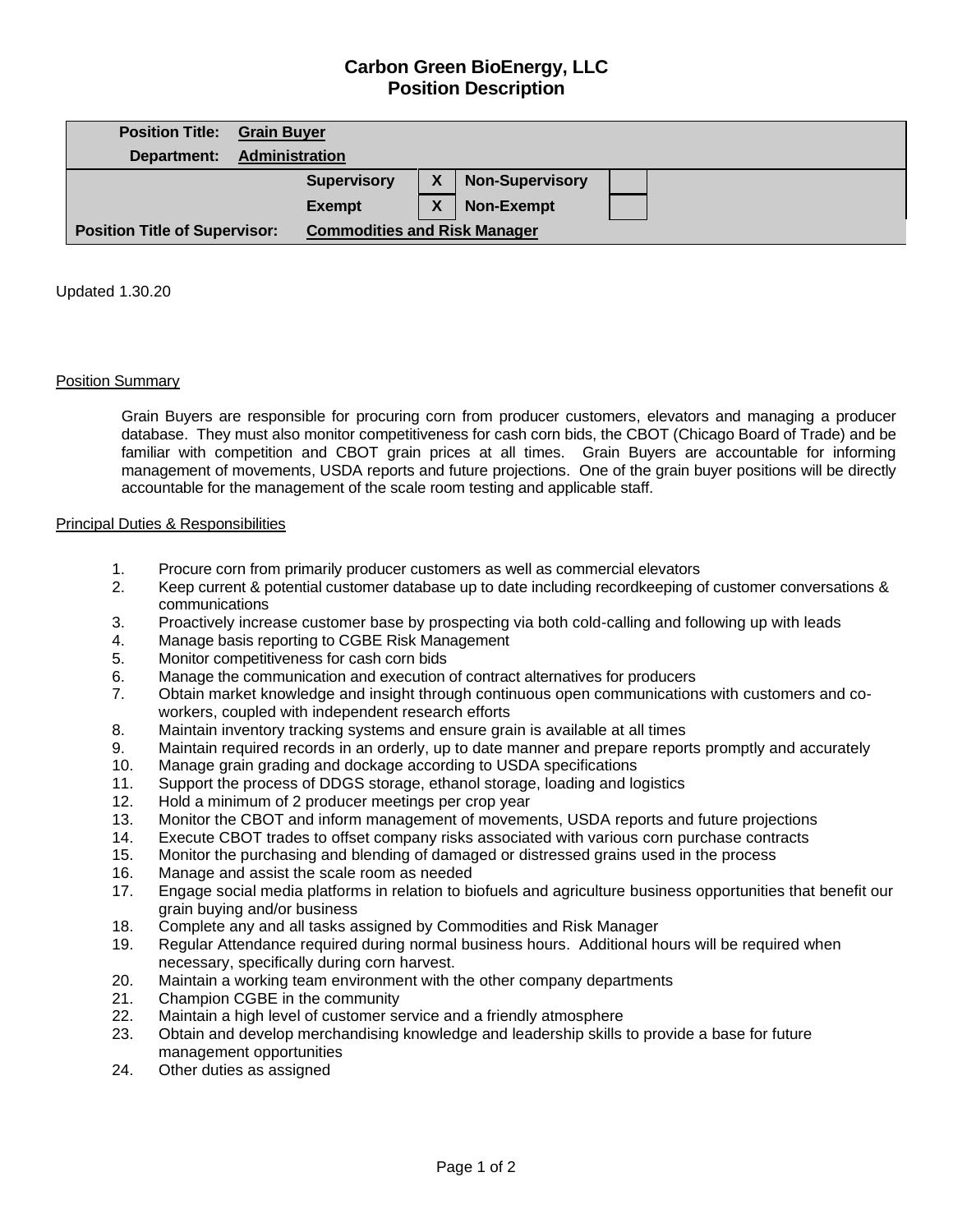# Carbon Green BioEnergy, LLC
## Position Description

| | | | | | |
|---|---|---|---|---|---|
| **Position Title:** | **Grain Buyer** | | | | |
| **Department:** | **Administration** | | | | |
| | **Supervisory** | **X** | **Non-Supervisory** | | |
| | **Exempt** | **X** | **Non-Exempt** | | |
| **Position Title of Supervisor:** | **Commodities and Risk Manager** | | | | |

Updated 1.30.20

### Position Summary

Grain Buyers are responsible for procuring corn from producer customers, elevators and managing a producer database. They must also monitor competitiveness for cash corn bids, the CBOT (Chicago Board of Trade) and be familiar with competition and CBOT grain prices at all times. Grain Buyers are accountable for informing management of movements, USDA reports and future projections. One of the grain buyer positions will be directly accountable for the management of the scale room testing and applicable staff.

### Principal Duties & Responsibilities

1. Procure corn from primarily producer customers as well as commercial elevators
2. Keep current & potential customer database up to date including recordkeeping of customer conversations & communications
3. Proactively increase customer base by prospecting via both cold-calling and following up with leads
4. Manage basis reporting to CGBE Risk Management
5. Monitor competitiveness for cash corn bids
6. Manage the communication and execution of contract alternatives for producers
7. Obtain market knowledge and insight through continuous open communications with customers and co-workers, coupled with independent research efforts
8. Maintain inventory tracking systems and ensure grain is available at all times
9. Maintain required records in an orderly, up to date manner and prepare reports promptly and accurately
10. Manage grain grading and dockage according to USDA specifications
11. Support the process of DDGS storage, ethanol storage, loading and logistics
12. Hold a minimum of 2 producer meetings per crop year
13. Monitor the CBOT and inform management of movements, USDA reports and future projections
14. Execute CBOT trades to offset company risks associated with various corn purchase contracts
15. Monitor the purchasing and blending of damaged or distressed grains used in the process
16. Manage and assist the scale room as needed
17. Engage social media platforms in relation to biofuels and agriculture business opportunities that benefit our grain buying and/or business
18. Complete any and all tasks assigned by Commodities and Risk Manager
19. Regular Attendance required during normal business hours. Additional hours will be required when necessary, specifically during corn harvest.
20. Maintain a working team environment with the other company departments
21. Champion CGBE in the community
22. Maintain a high level of customer service and a friendly atmosphere
23. Obtain and develop merchandising knowledge and leadership skills to provide a base for future management opportunities
24. Other duties as assigned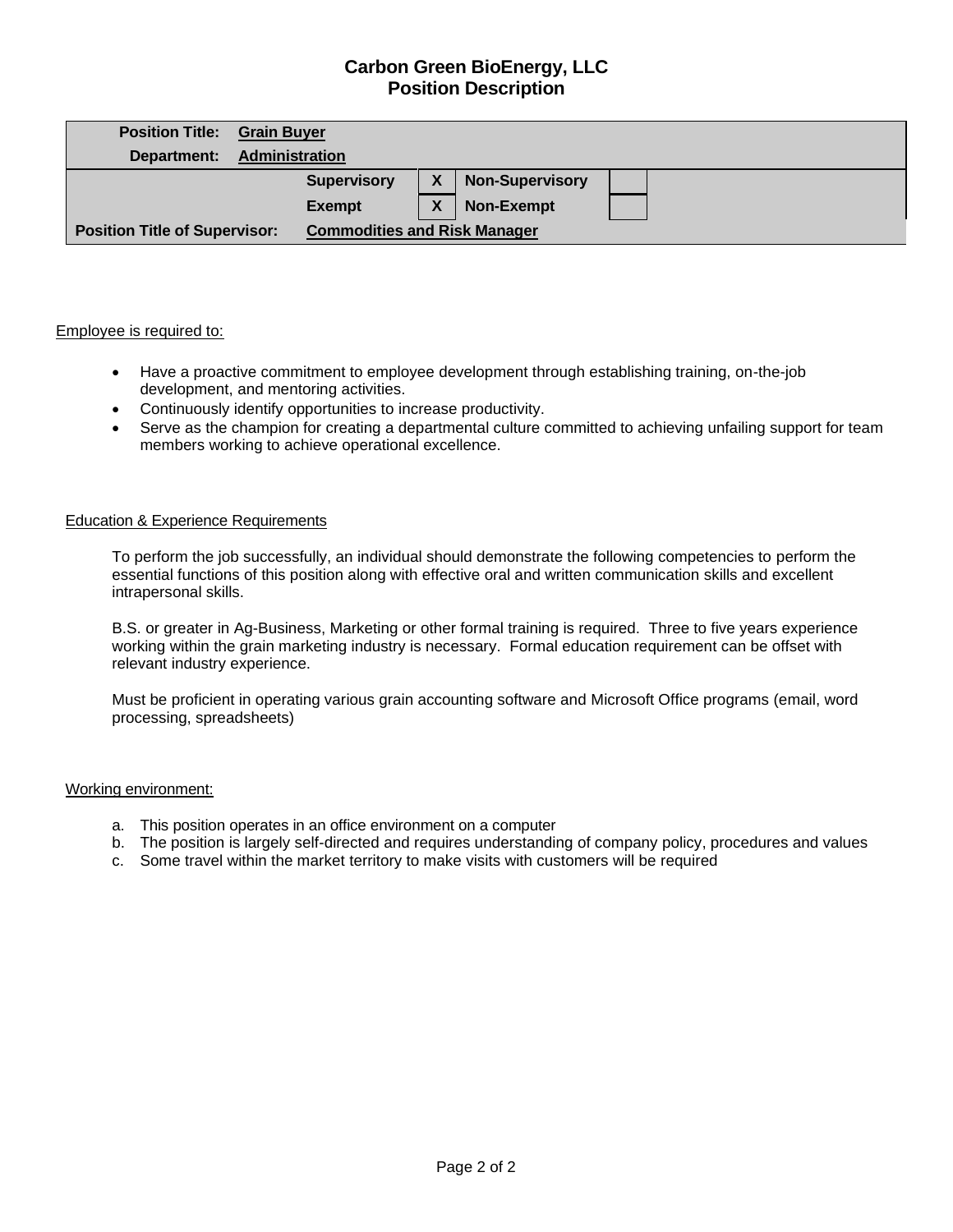# Carbon Green BioEnergy, LLC
## Position Description

| | | | | | |
|---|---|---|---|---|---|
| **Position Title:** | **Grain Buyer** | | | | |
| **Department:** | **Administration** | | | | |
| | **Supervisory** | **X** | **Non-Supervisory** | | |
| | **Exempt** | **X** | **Non-Exempt** | | |
| **Position Title of Supervisor:** | **Commodities and Risk Manager** | | | | |

Employee is required to:

- Have a proactive commitment to employee development through establishing training, on-the-job development, and mentoring activities.
- Continuously identify opportunities to increase productivity.
- Serve as the champion for creating a departmental culture committed to achieving unfailing support for team members working to achieve operational excellence.

Education & Experience Requirements

To perform the job successfully, an individual should demonstrate the following competencies to perform the essential functions of this position along with effective oral and written communication skills and excellent intrapersonal skills.

B.S. or greater in Ag-Business, Marketing or other formal training is required. Three to five years experience working within the grain marketing industry is necessary. Formal education requirement can be offset with relevant industry experience.

Must be proficient in operating various grain accounting software and Microsoft Office programs (email, word processing, spreadsheets)

Working environment:

a. This position operates in an office environment on a computer
b. The position is largely self-directed and requires understanding of company policy, procedures and values
c. Some travel within the market territory to make visits with customers will be required